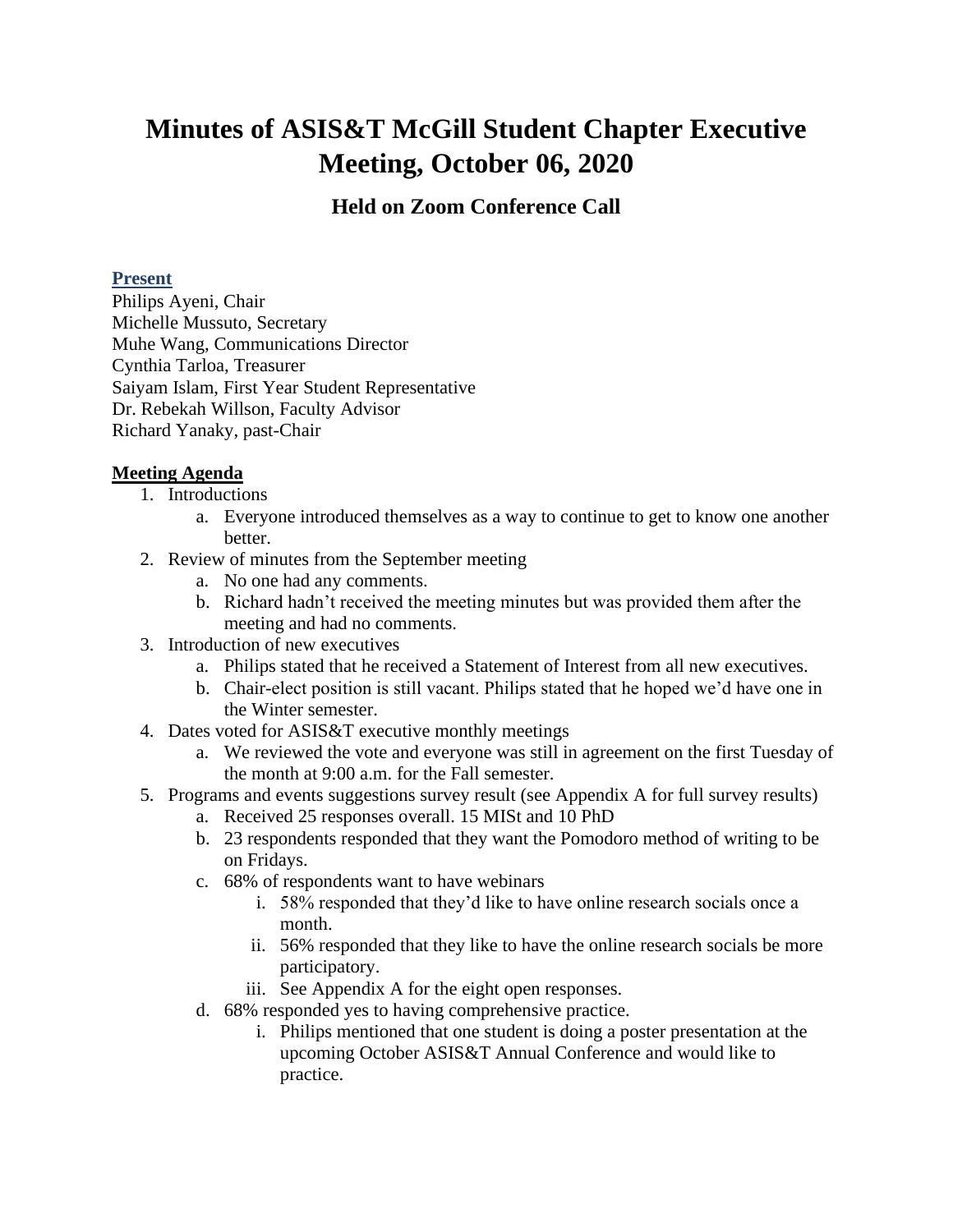# Minutes of ASIS&T McGill Student Chapter Executive Meeting, October 06, 2020

## Held on Zoom Conference Call

**Present**

Philips Ayeni, Chair
Michelle Mussuto, Secretary
Muhe Wang, Communications Director
Cynthia Tarloa, Treasurer
Saiyam Islam, First Year Student Representative
Dr. Rebekah Willson, Faculty Advisor
Richard Yanaky, past-Chair

**Meeting Agenda**

1. Introductions
    a. Everyone introduced themselves as a way to continue to get to know one another better.
2. Review of minutes from the September meeting
    a. No one had any comments.
    b. Richard hadn't received the meeting minutes but was provided them after the meeting and had no comments.
3. Introduction of new executives
    a. Philips stated that he received a Statement of Interest from all new executives.
    b. Chair-elect position is still vacant. Philips stated that he hoped we'd have one in the Winter semester.
4. Dates voted for ASIS&T executive monthly meetings
    a. We reviewed the vote and everyone was still in agreement on the first Tuesday of the month at 9:00 a.m. for the Fall semester.
5. Programs and events suggestions survey result (see Appendix A for full survey results)
    a. Received 25 responses overall. 15 MISt and 10 PhD
    b. 23 respondents responded that they want the Pomodoro method of writing to be on Fridays.
    c. 68% of respondents want to have webinars
        i. 58% responded that they'd like to have online research socials once a month.
        ii. 56% responded that they like to have the online research socials be more participatory.
        iii. See Appendix A for the eight open responses.
    d. 68% responded yes to having comprehensive practice.
        i. Philips mentioned that one student is doing a poster presentation at the upcoming October ASIS&T Annual Conference and would like to practice.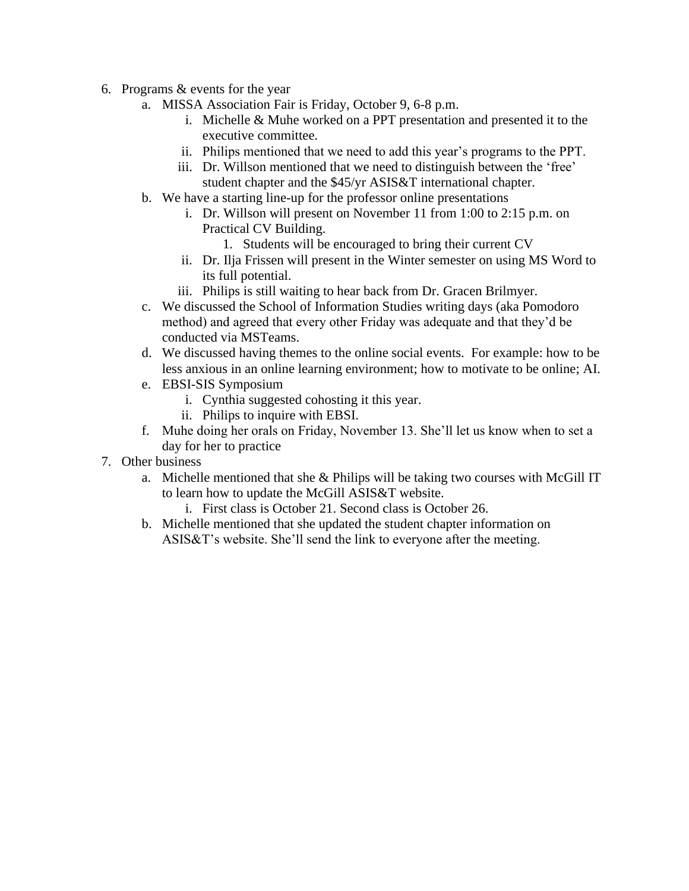6. Programs & events for the year
    a. MISSA Association Fair is Friday, October 9, 6-8 p.m.
        i. Michelle & Muhe worked on a PPT presentation and presented it to the executive committee.
        ii. Philips mentioned that we need to add this year's programs to the PPT.
        iii. Dr. Willson mentioned that we need to distinguish between the 'free' student chapter and the $45/yr ASIS&T international chapter.
    b. We have a starting line-up for the professor online presentations
        i. Dr. Willson will present on November 11 from 1:00 to 2:15 p.m. on Practical CV Building.
            1. Students will be encouraged to bring their current CV
        ii. Dr. Ilja Frissen will present in the Winter semester on using MS Word to its full potential.
        iii. Philips is still waiting to hear back from Dr. Gracen Brilmyer.
    c. We discussed the School of Information Studies writing days (aka Pomodoro method) and agreed that every other Friday was adequate and that they'd be conducted via MSTeams.
    d. We discussed having themes to the online social events. For example: how to be less anxious in an online learning environment; how to motivate to be online; AI.
    e. EBSI-SIS Symposium
        i. Cynthia suggested cohosting it this year.
        ii. Philips to inquire with EBSI.
    f. Muhe doing her orals on Friday, November 13. She'll let us know when to set a day for her to practice
7. Other business
    a. Michelle mentioned that she & Philips will be taking two courses with McGill IT to learn how to update the McGill ASIS&T website.
        i. First class is October 21. Second class is October 26.
    b. Michelle mentioned that she updated the student chapter information on ASIS&T's website. She'll send the link to everyone after the meeting.